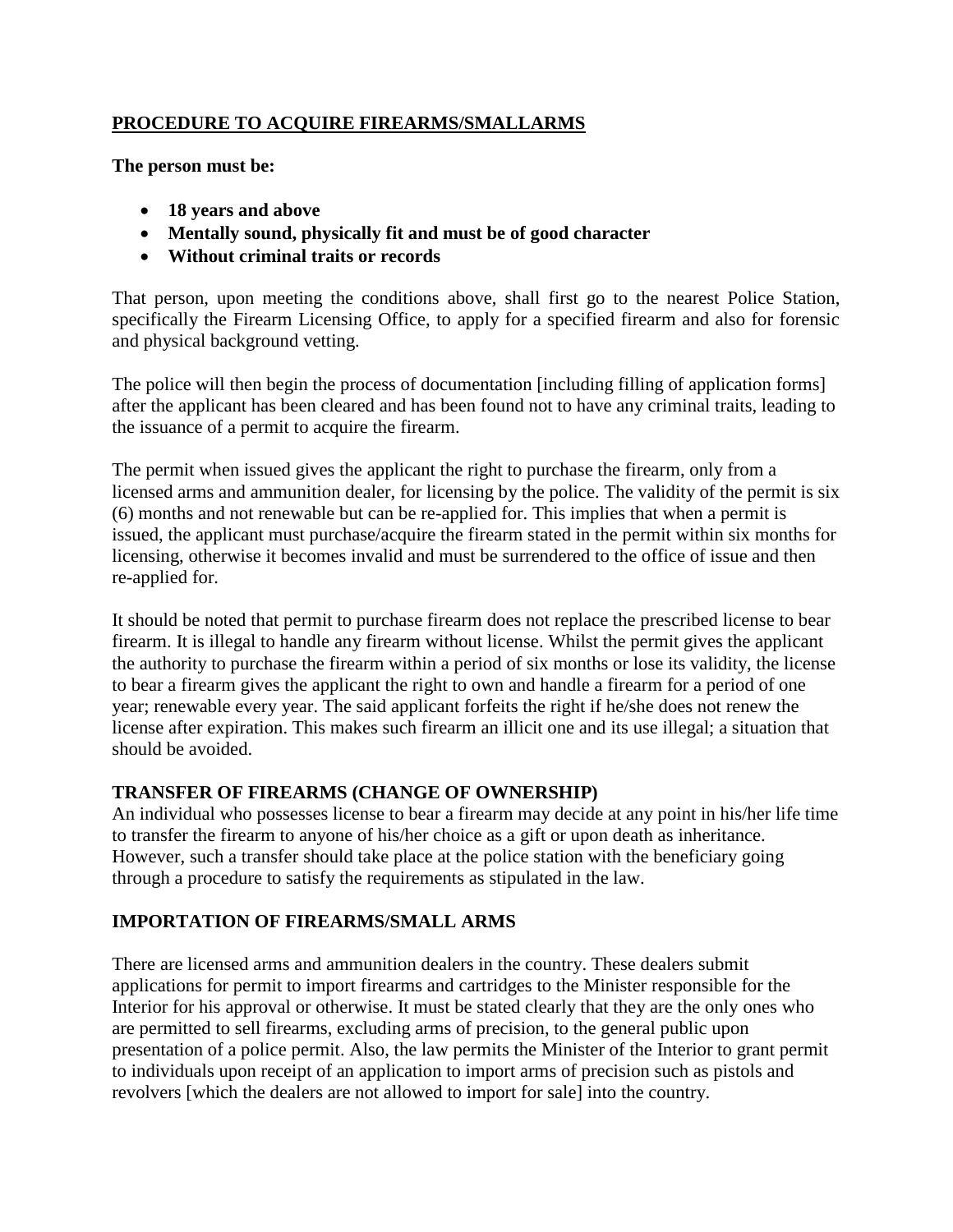## PROCEDURE TO ACQUIRE FIREARMS/SMALLARMS

**The person must be:**

- **18 years and above**
- **Mentally sound, physically fit and must be of good character**
- **Without criminal traits or records**

That person, upon meeting the conditions above, shall first go to the nearest Police Station, specifically the Firearm Licensing Office, to apply for a specified firearm and also for forensic and physical background vetting.

The police will then begin the process of documentation [including filling of application forms] after the applicant has been cleared and has been found not to have any criminal traits, leading to the issuance of a permit to acquire the firearm.

The permit when issued gives the applicant the right to purchase the firearm, only from a licensed arms and ammunition dealer, for licensing by the police. The validity of the permit is six (6) months and not renewable but can be re-applied for. This implies that when a permit is issued, the applicant must purchase/acquire the firearm stated in the permit within six months for licensing, otherwise it becomes invalid and must be surrendered to the office of issue and then re-applied for.

It should be noted that permit to purchase firearm does not replace the prescribed license to bear firearm. It is illegal to handle any firearm without license. Whilst the permit gives the applicant the authority to purchase the firearm within a period of six months or lose its validity, the license to bear a firearm gives the applicant the right to own and handle a firearm for a period of one year; renewable every year. The said applicant forfeits the right if he/she does not renew the license after expiration. This makes such firearm an illicit one and its use illegal; a situation that should be avoided.

### TRANSFER OF FIREARMS (CHANGE OF OWNERSHIP)

An individual who possesses license to bear a firearm may decide at any point in his/her life time to transfer the firearm to anyone of his/her choice as a gift or upon death as inheritance. However, such a transfer should take place at the police station with the beneficiary going through a procedure to satisfy the requirements as stipulated in the law.

### IMPORTATION OF FIREARMS/SMALL ARMS

There are licensed arms and ammunition dealers in the country. These dealers submit applications for permit to import firearms and cartridges to the Minister responsible for the Interior for his approval or otherwise. It must be stated clearly that they are the only ones who are permitted to sell firearms, excluding arms of precision, to the general public upon presentation of a police permit. Also, the law permits the Minister of the Interior to grant permit to individuals upon receipt of an application to import arms of precision such as pistols and revolvers [which the dealers are not allowed to import for sale] into the country.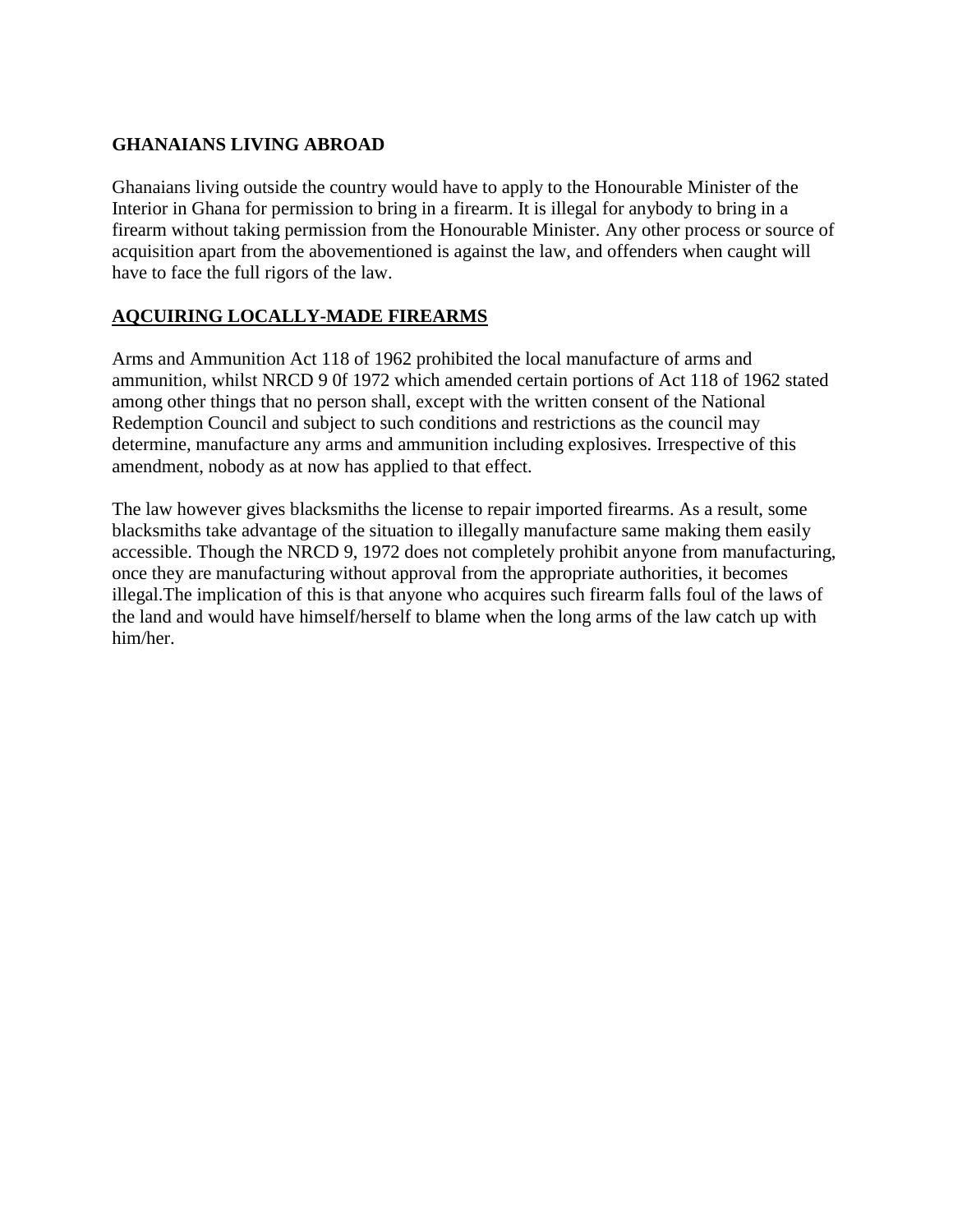**GHANAIANS LIVING ABROAD**

Ghanaians living outside the country would have to apply to the Honourable Minister of the Interior in Ghana for permission to bring in a firearm. It is illegal for anybody to bring in a firearm without taking permission from the Honourable Minister. Any other process or source of acquisition apart from the abovementioned is against the law, and offenders when caught will have to face the full rigors of the law.

**AQCUIRING LOCALLY-MADE FIREARMS**

Arms and Ammunition Act 118 of 1962 prohibited the local manufacture of arms and ammunition, whilst NRCD 9 0f 1972 which amended certain portions of Act 118 of 1962 stated among other things that no person shall, except with the written consent of the National Redemption Council and subject to such conditions and restrictions as the council may determine, manufacture any arms and ammunition including explosives. Irrespective of this amendment, nobody as at now has applied to that effect.

The law however gives blacksmiths the license to repair imported firearms. As a result, some blacksmiths take advantage of the situation to illegally manufacture same making them easily accessible. Though the NRCD 9, 1972 does not completely prohibit anyone from manufacturing, once they are manufacturing without approval from the appropriate authorities, it becomes illegal.The implication of this is that anyone who acquires such firearm falls foul of the laws of the land and would have himself/herself to blame when the long arms of the law catch up with him/her.